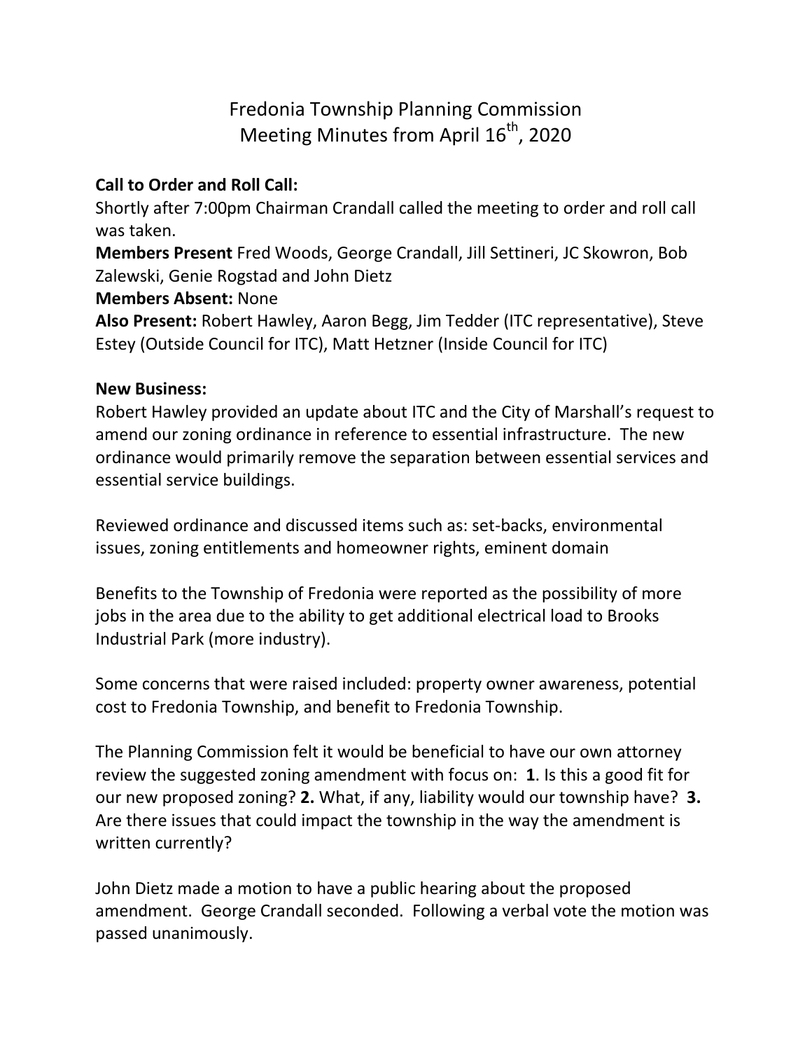# Fredonia Township Planning Commission
## Meeting Minutes from April 16th, 2020

**Call to Order and Roll Call:**
Shortly after 7:00pm Chairman Crandall called the meeting to order and roll call was taken.
**Members Present** Fred Woods, George Crandall, Jill Settineri, JC Skowron, Bob Zalewski, Genie Rogstad and John Dietz
**Members Absent:** None
**Also Present:** Robert Hawley, Aaron Begg, Jim Tedder (ITC representative), Steve Estey (Outside Council for ITC), Matt Hetzner (Inside Council for ITC)

**New Business:**
Robert Hawley provided an update about ITC and the City of Marshall's request to amend our zoning ordinance in reference to essential infrastructure. The new ordinance would primarily remove the separation between essential services and essential service buildings.

Reviewed ordinance and discussed items such as: set-backs, environmental issues, zoning entitlements and homeowner rights, eminent domain

Benefits to the Township of Fredonia were reported as the possibility of more jobs in the area due to the ability to get additional electrical load to Brooks Industrial Park (more industry).

Some concerns that were raised included: property owner awareness, potential cost to Fredonia Township, and benefit to Fredonia Township.

The Planning Commission felt it would be beneficial to have our own attorney review the suggested zoning amendment with focus on: **1**. Is this a good fit for our new proposed zoning? **2.** What, if any, liability would our township have? **3.** Are there issues that could impact the township in the way the amendment is written currently?

John Dietz made a motion to have a public hearing about the proposed amendment. George Crandall seconded. Following a verbal vote the motion was passed unanimously.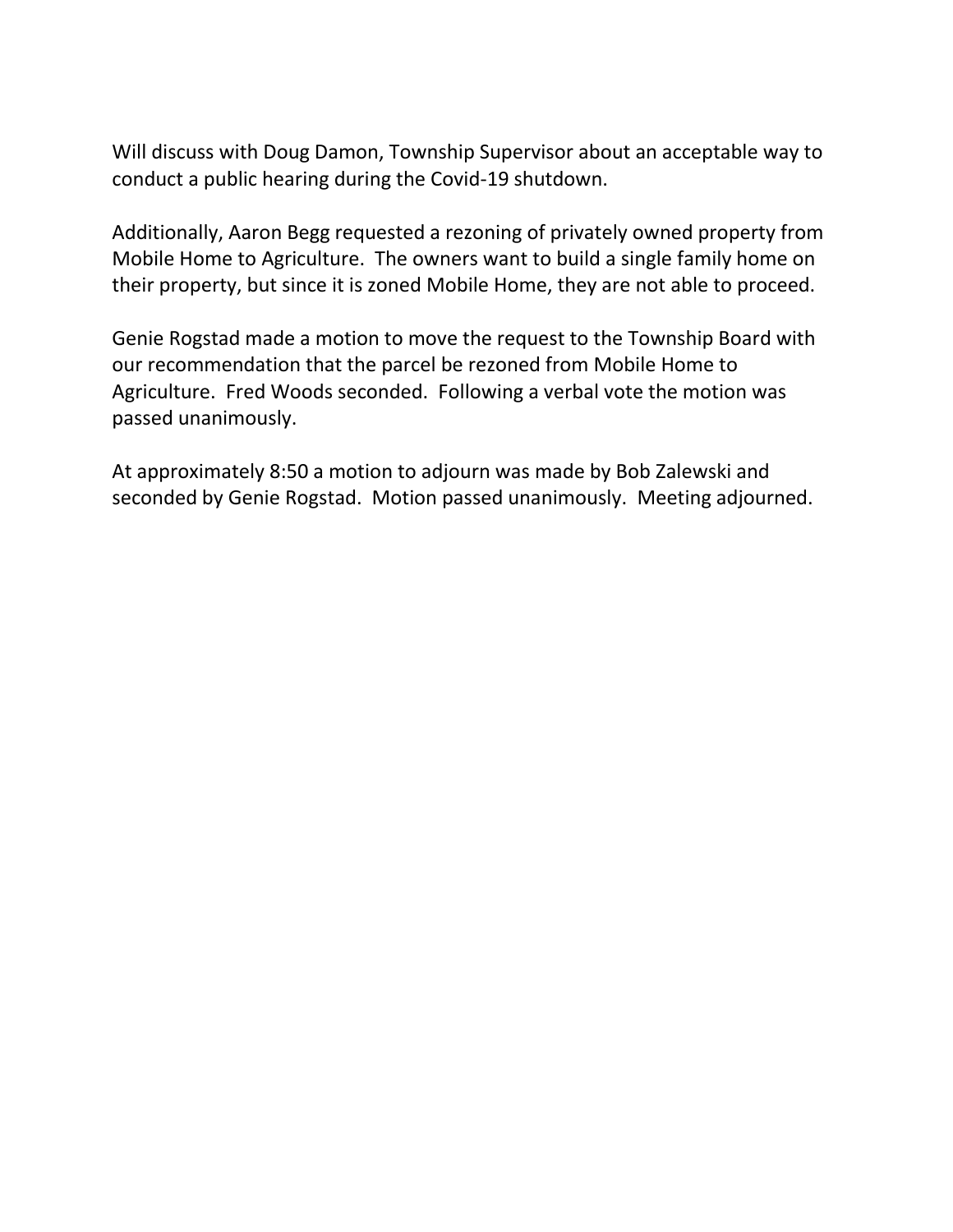Will discuss with Doug Damon, Township Supervisor about an acceptable way to conduct a public hearing during the Covid-19 shutdown.

Additionally, Aaron Begg requested a rezoning of privately owned property from Mobile Home to Agriculture. The owners want to build a single family home on their property, but since it is zoned Mobile Home, they are not able to proceed.

Genie Rogstad made a motion to move the request to the Township Board with our recommendation that the parcel be rezoned from Mobile Home to Agriculture. Fred Woods seconded. Following a verbal vote the motion was passed unanimously.

At approximately 8:50 a motion to adjourn was made by Bob Zalewski and seconded by Genie Rogstad. Motion passed unanimously. Meeting adjourned.